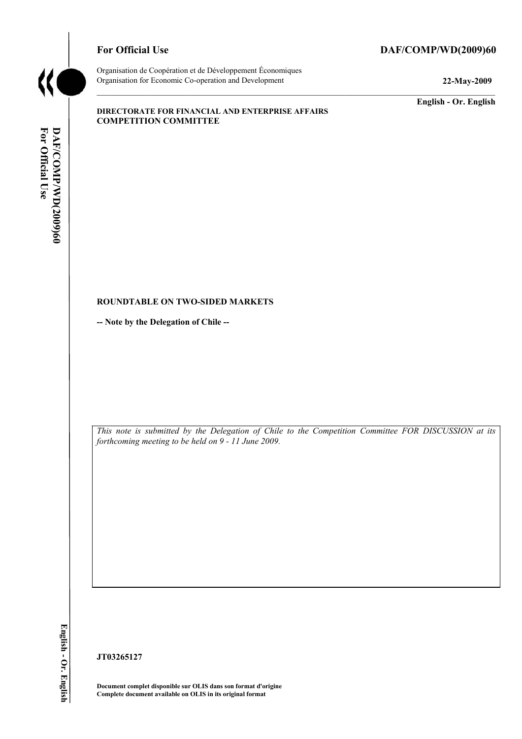**For Official Use** **DAF/COMP/WD(2009)60**

Organisation de Coopération et de Développement Économiques
Organisation for Economic Co-operation and Development **22-May-2009**

**English - Or. English**

**DIRECTORATE FOR FINANCIAL AND ENTERPRISE AFFAIRS**
**COMPETITION COMMITTEE**

**ROUNDTABLE ON TWO-SIDED MARKETS**

**-- Note by the Delegation of Chile --**

*This note is submitted by the Delegation of Chile to the Competition Committee FOR DISCUSSION at its forthcoming meeting to be held on 9 - 11 June 2009.*

**JT03265127**

**Document complet disponible sur OLIS dans son format d'origine**
**Complete document available on OLIS in its original format**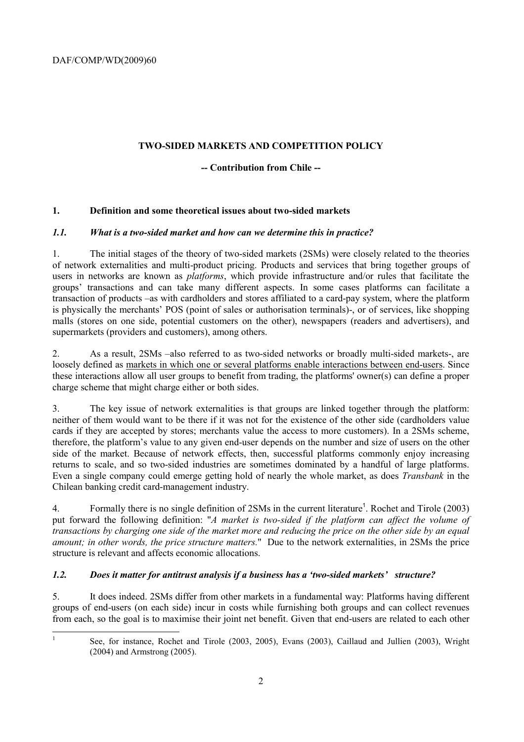DAF/COMP/WD(2009)60

## TWO-SIDED MARKETS AND COMPETITION POLICY

**-- Contribution from Chile --**

### 1. Definition and some theoretical issues about two-sided markets

#### *1.1. What is a two-sided market and how can we determine this in practice?*

1. The initial stages of the theory of two-sided markets (2SMs) were closely related to the theories of network externalities and multi-product pricing. Products and services that bring together groups of users in networks are known as *platforms*, which provide infrastructure and/or rules that facilitate the groups' transactions and can take many different aspects. In some cases platforms can facilitate a transaction of products –as with cardholders and stores affiliated to a card-pay system, where the platform is physically the merchants' POS (point of sales or authorisation terminals)-, or of services, like shopping malls (stores on one side, potential customers on the other), newspapers (readers and advertisers), and supermarkets (providers and customers), among others.

2. As a result, 2SMs –also referred to as two-sided networks or broadly multi-sided markets-, are loosely defined as <u>markets in which one or several platforms enable interactions between end-users</u>. Since these interactions allow all user groups to benefit from trading, the platforms' owner(s) can define a proper charge scheme that might charge either or both sides.

3. The key issue of network externalities is that groups are linked together through the platform: neither of them would want to be there if it was not for the existence of the other side (cardholders value cards if they are accepted by stores; merchants value the access to more customers). In a 2SMs scheme, therefore, the platform's value to any given end-user depends on the number and size of users on the other side of the market. Because of network effects, then, successful platforms commonly enjoy increasing returns to scale, and so two-sided industries are sometimes dominated by a handful of large platforms. Even a single company could emerge getting hold of nearly the whole market, as does *Transbank* in the Chilean banking credit card-management industry.

4. Formally there is no single definition of 2SMs in the current literature[1]. Rochet and Tirole (2003) put forward the following definition: "*A market is two-sided if the platform can affect the volume of transactions by charging one side of the market more and reducing the price on the other side by an equal amount; in other words, the price structure matters.*" Due to the network externalities, in 2SMs the price structure is relevant and affects economic allocations.

#### *1.2. Does it matter for antitrust analysis if a business has a 'two-sided markets' structure?*

5. It does indeed. 2SMs differ from other markets in a fundamental way: Platforms having different groups of end-users (on each side) incur in costs while furnishing both groups and can collect revenues from each, so the goal is to maximise their joint net benefit. Given that end-users are related to each other

[1] See, for instance, Rochet and Tirole (2003, 2005), Evans (2003), Caillaud and Jullien (2003), Wright (2004) and Armstrong (2005).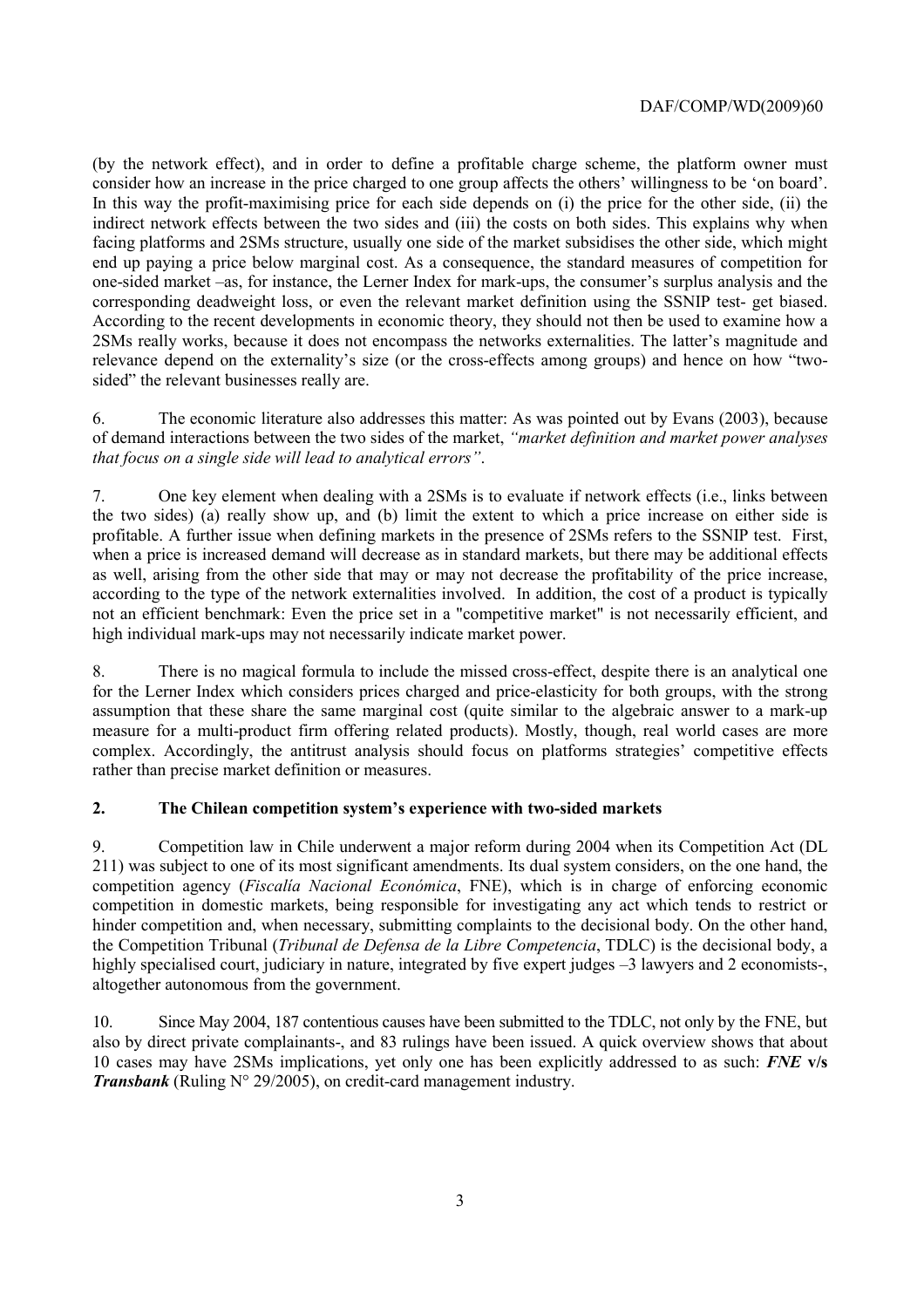(by the network effect), and in order to define a profitable charge scheme, the platform owner must consider how an increase in the price charged to one group affects the others' willingness to be 'on board'. In this way the profit-maximising price for each side depends on (i) the price for the other side, (ii) the indirect network effects between the two sides and (iii) the costs on both sides. This explains why when facing platforms and 2SMs structure, usually one side of the market subsidises the other side, which might end up paying a price below marginal cost. As a consequence, the standard measures of competition for one-sided market –as, for instance, the Lerner Index for mark-ups, the consumer's surplus analysis and the corresponding deadweight loss, or even the relevant market definition using the SSNIP test- get biased. According to the recent developments in economic theory, they should not then be used to examine how a 2SMs really works, because it does not encompass the networks externalities. The latter's magnitude and relevance depend on the externality's size (or the cross-effects among groups) and hence on how "two-sided" the relevant businesses really are.

6. The economic literature also addresses this matter: As was pointed out by Evans (2003), because of demand interactions between the two sides of the market, *"market definition and market power analyses that focus on a single side will lead to analytical errors"*.

7. One key element when dealing with a 2SMs is to evaluate if network effects (i.e., links between the two sides) (a) really show up, and (b) limit the extent to which a price increase on either side is profitable. A further issue when defining markets in the presence of 2SMs refers to the SSNIP test. First, when a price is increased demand will decrease as in standard markets, but there may be additional effects as well, arising from the other side that may or may not decrease the profitability of the price increase, according to the type of the network externalities involved. In addition, the cost of a product is typically not an efficient benchmark: Even the price set in a "competitive market" is not necessarily efficient, and high individual mark-ups may not necessarily indicate market power.

8. There is no magical formula to include the missed cross-effect, despite there is an analytical one for the Lerner Index which considers prices charged and price-elasticity for both groups, with the strong assumption that these share the same marginal cost (quite similar to the algebraic answer to a mark-up measure for a multi-product firm offering related products). Mostly, though, real world cases are more complex. Accordingly, the antitrust analysis should focus on platforms strategies' competitive effects rather than precise market definition or measures.

## 2. The Chilean competition system's experience with two-sided markets

9. Competition law in Chile underwent a major reform during 2004 when its Competition Act (DL 211) was subject to one of its most significant amendments. Its dual system considers, on the one hand, the competition agency (*Fiscalía Nacional Económica*, FNE), which is in charge of enforcing economic competition in domestic markets, being responsible for investigating any act which tends to restrict or hinder competition and, when necessary, submitting complaints to the decisional body. On the other hand, the Competition Tribunal (*Tribunal de Defensa de la Libre Competencia*, TDLC) is the decisional body, a highly specialised court, judiciary in nature, integrated by five expert judges –3 lawyers and 2 economists-, altogether autonomous from the government.

10. Since May 2004, 187 contentious causes have been submitted to the TDLC, not only by the FNE, but also by direct private complainants-, and 83 rulings have been issued. A quick overview shows that about 10 cases may have 2SMs implications, yet only one has been explicitly addressed to as such: ***FNE* v/s *Transbank*** (Ruling N° 29/2005), on credit-card management industry.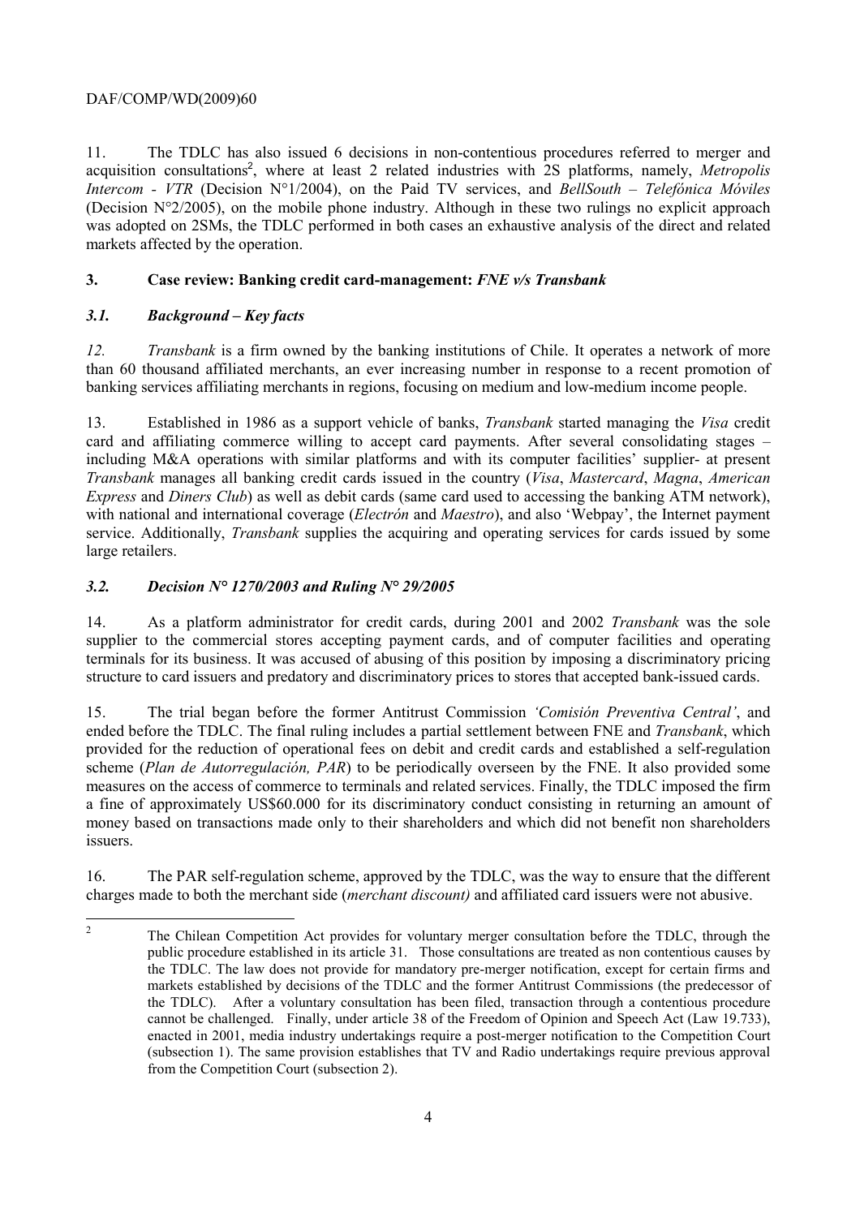11. The TDLC has also issued 6 decisions in non-contentious procedures referred to merger and acquisition consultations[2], where at least 2 related industries with 2S platforms, namely, *Metropolis Intercom - VTR* (Decision N°1/2004), on the Paid TV services, and *BellSouth – Telefónica Móviles* (Decision N°2/2005), on the mobile phone industry. Although in these two rulings no explicit approach was adopted on 2SMs, the TDLC performed in both cases an exhaustive analysis of the direct and related markets affected by the operation.

## 3. Case review: Banking credit card-management: *FNE v/s Transbank*

### *3.1. Background – Key facts*

*12.* *Transbank* is a firm owned by the banking institutions of Chile. It operates a network of more than 60 thousand affiliated merchants, an ever increasing number in response to a recent promotion of banking services affiliating merchants in regions, focusing on medium and low-medium income people.

13. Established in 1986 as a support vehicle of banks, *Transbank* started managing the *Visa* credit card and affiliating commerce willing to accept card payments. After several consolidating stages – including M&A operations with similar platforms and with its computer facilities' supplier- at present *Transbank* manages all banking credit cards issued in the country (*Visa*, *Mastercard*, *Magna*, *American Express* and *Diners Club*) as well as debit cards (same card used to accessing the banking ATM network), with national and international coverage (*Electrón* and *Maestro*), and also 'Webpay', the Internet payment service. Additionally, *Transbank* supplies the acquiring and operating services for cards issued by some large retailers.

### *3.2. Decision N° 1270/2003 and Ruling N° 29/2005*

14. As a platform administrator for credit cards, during 2001 and 2002 *Transbank* was the sole supplier to the commercial stores accepting payment cards, and of computer facilities and operating terminals for its business. It was accused of abusing of this position by imposing a discriminatory pricing structure to card issuers and predatory and discriminatory prices to stores that accepted bank-issued cards.

15. The trial began before the former Antitrust Commission *'Comisión Preventiva Central'*, and ended before the TDLC. The final ruling includes a partial settlement between FNE and *Transbank*, which provided for the reduction of operational fees on debit and credit cards and established a self-regulation scheme (*Plan de Autorregulación, PAR*) to be periodically overseen by the FNE. It also provided some measures on the access of commerce to terminals and related services. Finally, the TDLC imposed the firm a fine of approximately US$60.000 for its discriminatory conduct consisting in returning an amount of money based on transactions made only to their shareholders and which did not benefit non shareholders issuers.

16. The PAR self-regulation scheme, approved by the TDLC, was the way to ensure that the different charges made to both the merchant side (*merchant discount)* and affiliated card issuers were not abusive.

---

[2] The Chilean Competition Act provides for voluntary merger consultation before the TDLC, through the public procedure established in its article 31. Those consultations are treated as non contentious causes by the TDLC. The law does not provide for mandatory pre-merger notification, except for certain firms and markets established by decisions of the TDLC and the former Antitrust Commissions (the predecessor of the TDLC). After a voluntary consultation has been filed, transaction through a contentious procedure cannot be challenged. Finally, under article 38 of the Freedom of Opinion and Speech Act (Law 19.733), enacted in 2001, media industry undertakings require a post-merger notification to the Competition Court (subsection 1). The same provision establishes that TV and Radio undertakings require previous approval from the Competition Court (subsection 2).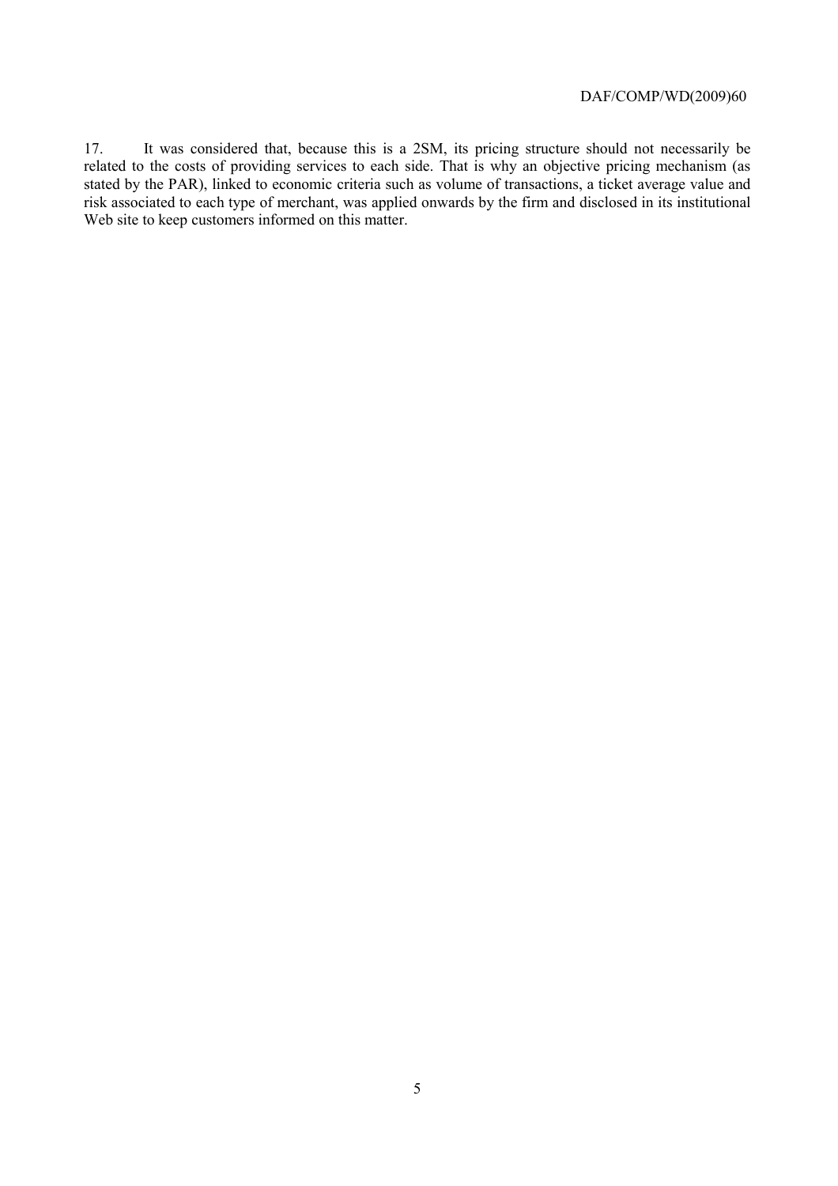17. It was considered that, because this is a 2SM, its pricing structure should not necessarily be related to the costs of providing services to each side. That is why an objective pricing mechanism (as stated by the PAR), linked to economic criteria such as volume of transactions, a ticket average value and risk associated to each type of merchant, was applied onwards by the firm and disclosed in its institutional Web site to keep customers informed on this matter.